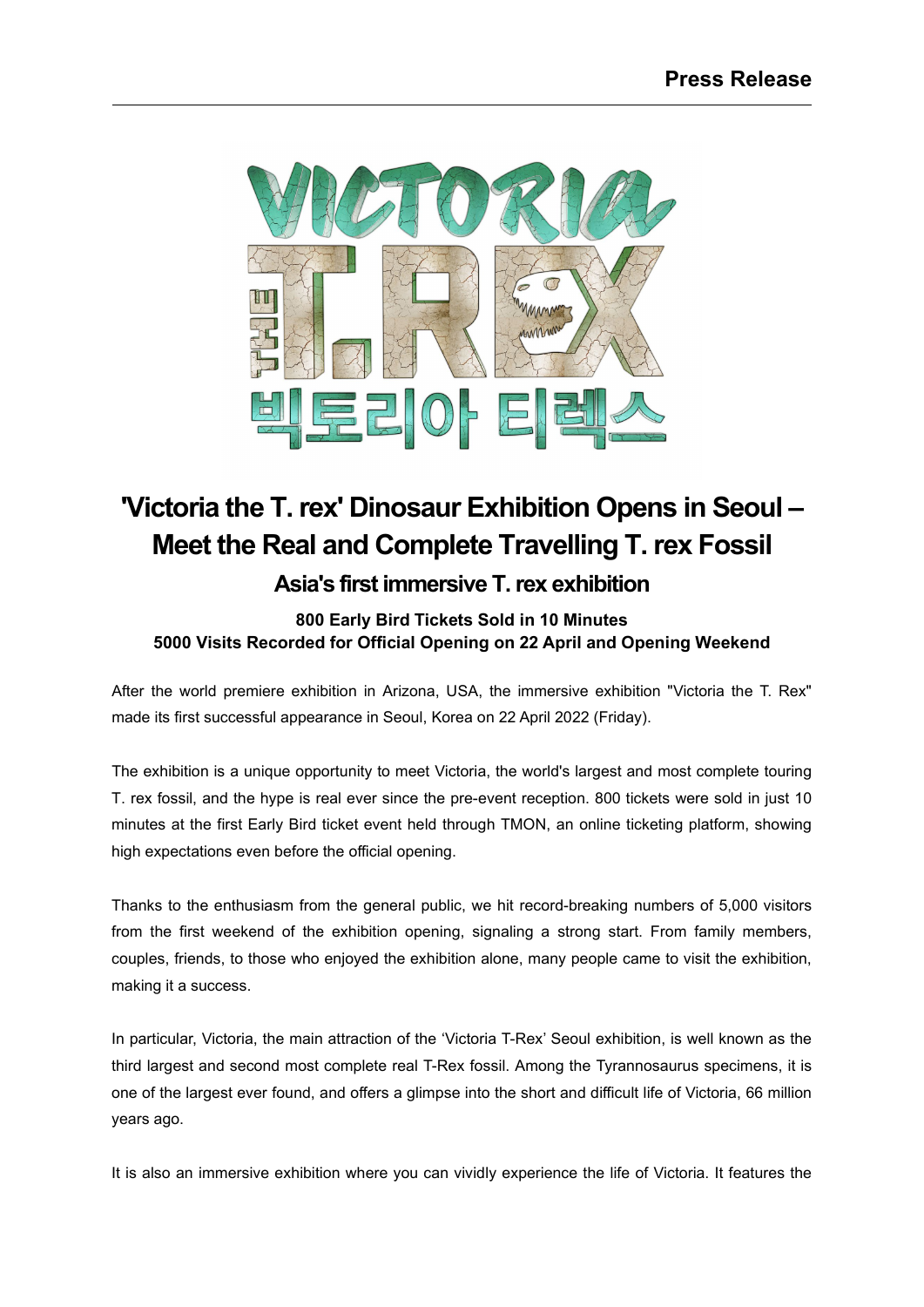Press Release

# 'Victoria the T. rex' Dinosaur Exhibition Opens in Seoul – Meet the Real and Complete Travelling T. rex Fossil

## Asia's first immersive T. rex exhibition

**800 Early Bird Tickets Sold in 10 Minutes**
**5000 Visits Recorded for Official Opening on 22 April and Opening Weekend**

After the world premiere exhibition in Arizona, USA, the immersive exhibition "Victoria the T. Rex" made its first successful appearance in Seoul, Korea on 22 April 2022 (Friday).

The exhibition is a unique opportunity to meet Victoria, the world's largest and most complete touring T. rex fossil, and the hype is real ever since the pre-event reception. 800 tickets were sold in just 10 minutes at the first Early Bird ticket event held through TMON, an online ticketing platform, showing high expectations even before the official opening.

Thanks to the enthusiasm from the general public, we hit record-breaking numbers of 5,000 visitors from the first weekend of the exhibition opening, signaling a strong start. From family members, couples, friends, to those who enjoyed the exhibition alone, many people came to visit the exhibition, making it a success.

In particular, Victoria, the main attraction of the 'Victoria T-Rex' Seoul exhibition, is well known as the third largest and second most complete real T-Rex fossil. Among the Tyrannosaurus specimens, it is one of the largest ever found, and offers a glimpse into the short and difficult life of Victoria, 66 million years ago.

It is also an immersive exhibition where you can vividly experience the life of Victoria. It features the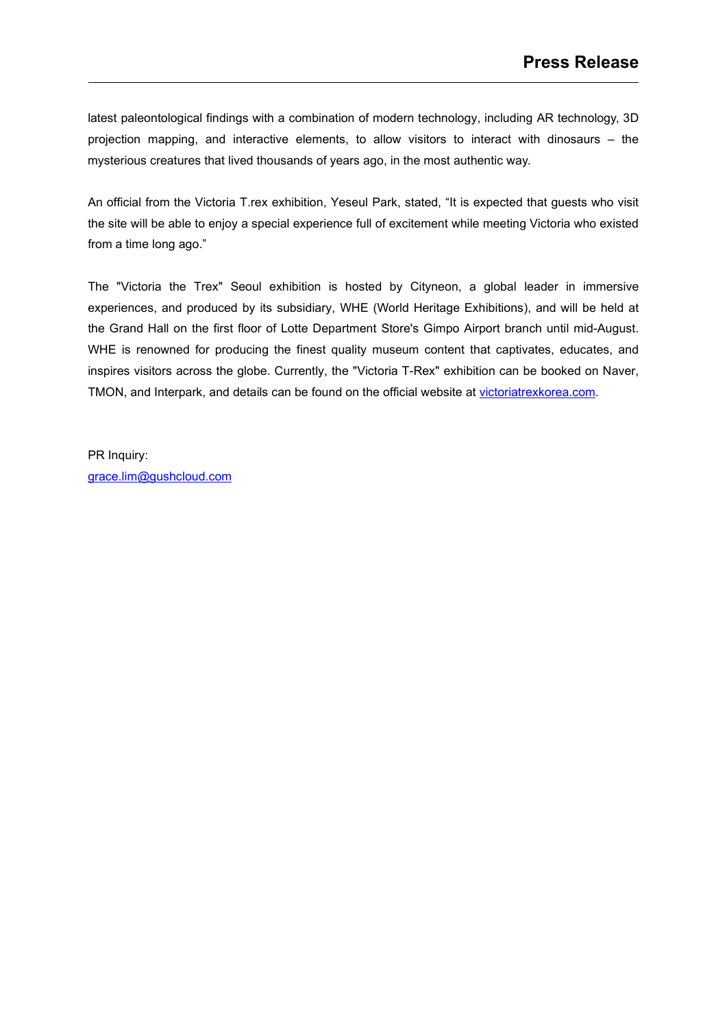latest paleontological findings with a combination of modern technology, including AR technology, 3D projection mapping, and interactive elements, to allow visitors to interact with dinosaurs – the mysterious creatures that lived thousands of years ago, in the most authentic way.

An official from the Victoria T.rex exhibition, Yeseul Park, stated, “It is expected that guests who visit the site will be able to enjoy a special experience full of excitement while meeting Victoria who existed from a time long ago.”

The "Victoria the Trex" Seoul exhibition is hosted by Cityneon, a global leader in immersive experiences, and produced by its subsidiary, WHE (World Heritage Exhibitions), and will be held at the Grand Hall on the first floor of Lotte Department Store's Gimpo Airport branch until mid-August. WHE is renowned for producing the finest quality museum content that captivates, educates, and inspires visitors across the globe. Currently, the "Victoria T-Rex" exhibition can be booked on Naver, TMON, and Interpark, and details can be found on the official website at [victoriatrexkorea.com](http://victoriatrexkorea.com).

PR Inquiry:
[grace.lim@gushcloud.com](mailto:grace.lim@gushcloud.com)